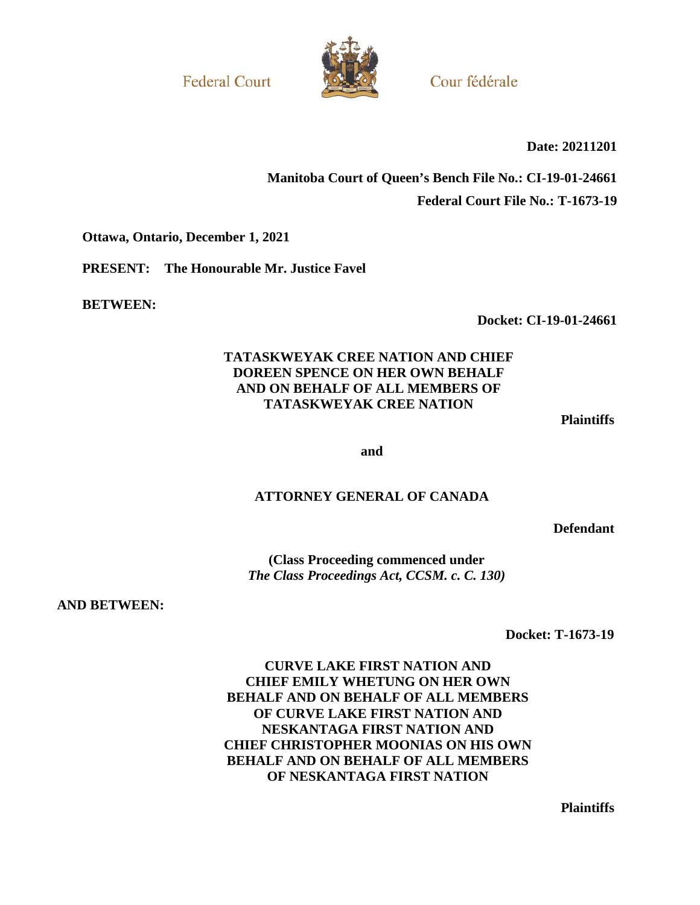Federal Court | Cour fédérale

**Date: 20211201**

**Manitoba Court of Queen's Bench File No.: CI-19-01-24661**

**Federal Court File No.: T-1673-19**

**Ottawa, Ontario, December 1, 2021**

**PRESENT: The Honourable Mr. Justice Favel**

**BETWEEN:**

**Docket: CI-19-01-24661**

**TATASKWEYAK CREE NATION AND CHIEF DOREEN SPENCE ON HER OWN BEHALF AND ON BEHALF OF ALL MEMBERS OF TATASKWEYAK CREE NATION**

**Plaintiffs**

**and**

**ATTORNEY GENERAL OF CANADA**

**Defendant**

**(Class Proceeding commenced under *The Class Proceedings Act, CCSM. c. C. 130)***

**AND BETWEEN:**

**Docket: T-1673-19**

**CURVE LAKE FIRST NATION AND CHIEF EMILY WHETUNG ON HER OWN BEHALF AND ON BEHALF OF ALL MEMBERS OF CURVE LAKE FIRST NATION AND NESKANTAGA FIRST NATION AND CHIEF CHRISTOPHER MOONIAS ON HIS OWN BEHALF AND ON BEHALF OF ALL MEMBERS OF NESKANTAGA FIRST NATION**

**Plaintiffs**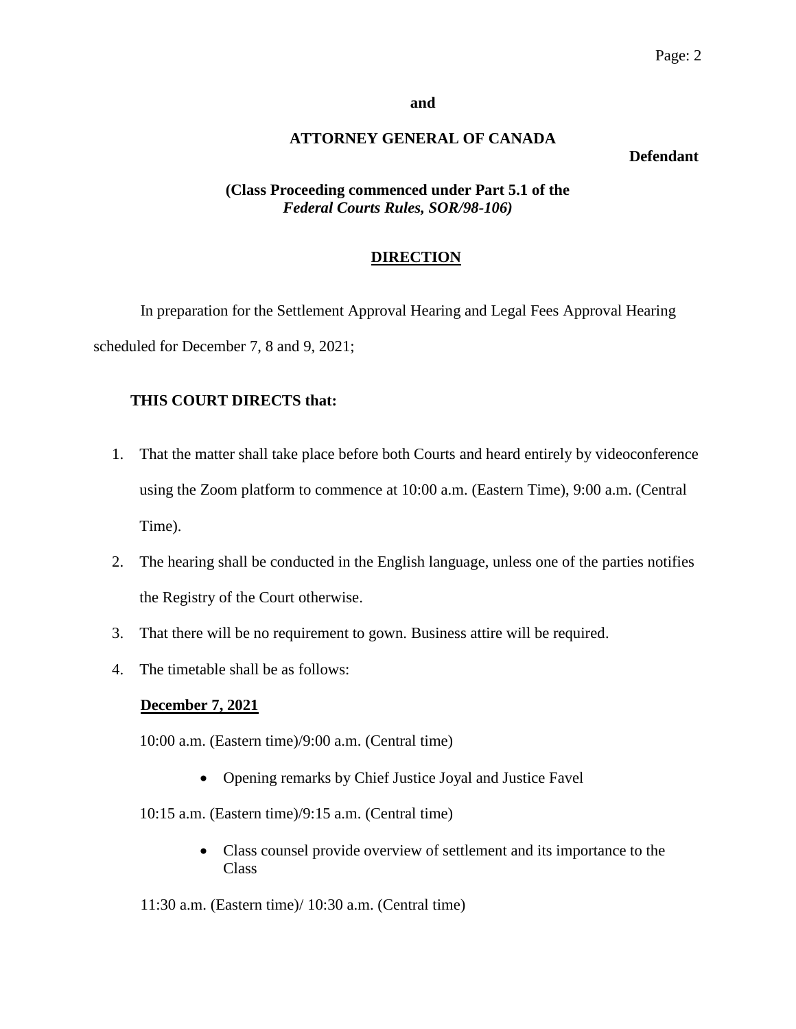**and**

**ATTORNEY GENERAL OF CANADA**

**Defendant**

**(Class Proceeding commenced under Part 5.1 of the *Federal Courts Rules, SOR/98-106)***

## DIRECTION

In preparation for the Settlement Approval Hearing and Legal Fees Approval Hearing scheduled for December 7, 8 and 9, 2021;

**THIS COURT DIRECTS that:**

1. That the matter shall take place before both Courts and heard entirely by videoconference using the Zoom platform to commence at 10:00 a.m. (Eastern Time), 9:00 a.m. (Central Time).
2. The hearing shall be conducted in the English language, unless one of the parties notifies the Registry of the Court otherwise.
3. That there will be no requirement to gown. Business attire will be required.
4. The timetable shall be as follows:

**December 7, 2021**

10:00 a.m. (Eastern time)/9:00 a.m. (Central time)

- Opening remarks by Chief Justice Joyal and Justice Favel

10:15 a.m. (Eastern time)/9:15 a.m. (Central time)

- Class counsel provide overview of settlement and its importance to the Class

11:30 a.m. (Eastern time)/ 10:30 a.m. (Central time)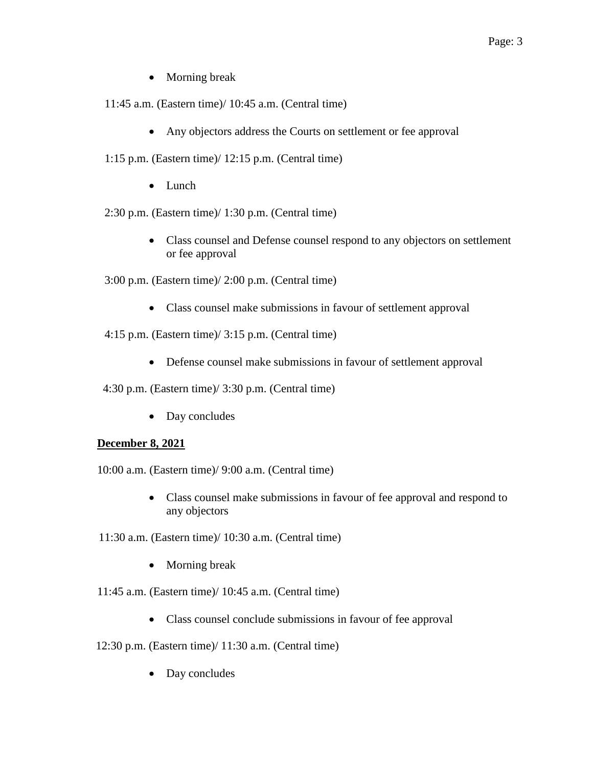- Morning break

11:45 a.m. (Eastern time)/ 10:45 a.m. (Central time)

- Any objectors address the Courts on settlement or fee approval

1:15 p.m. (Eastern time)/ 12:15 p.m. (Central time)

- Lunch

2:30 p.m. (Eastern time)/ 1:30 p.m. (Central time)

- Class counsel and Defense counsel respond to any objectors on settlement or fee approval

3:00 p.m. (Eastern time)/ 2:00 p.m. (Central time)

- Class counsel make submissions in favour of settlement approval

4:15 p.m. (Eastern time)/ 3:15 p.m. (Central time)

- Defense counsel make submissions in favour of settlement approval

4:30 p.m. (Eastern time)/ 3:30 p.m. (Central time)

- Day concludes

**December 8, 2021**

10:00 a.m. (Eastern time)/ 9:00 a.m. (Central time)

- Class counsel make submissions in favour of fee approval and respond to any objectors

11:30 a.m. (Eastern time)/ 10:30 a.m. (Central time)

- Morning break

11:45 a.m. (Eastern time)/ 10:45 a.m. (Central time)

- Class counsel conclude submissions in favour of fee approval

12:30 p.m. (Eastern time)/ 11:30 a.m. (Central time)

- Day concludes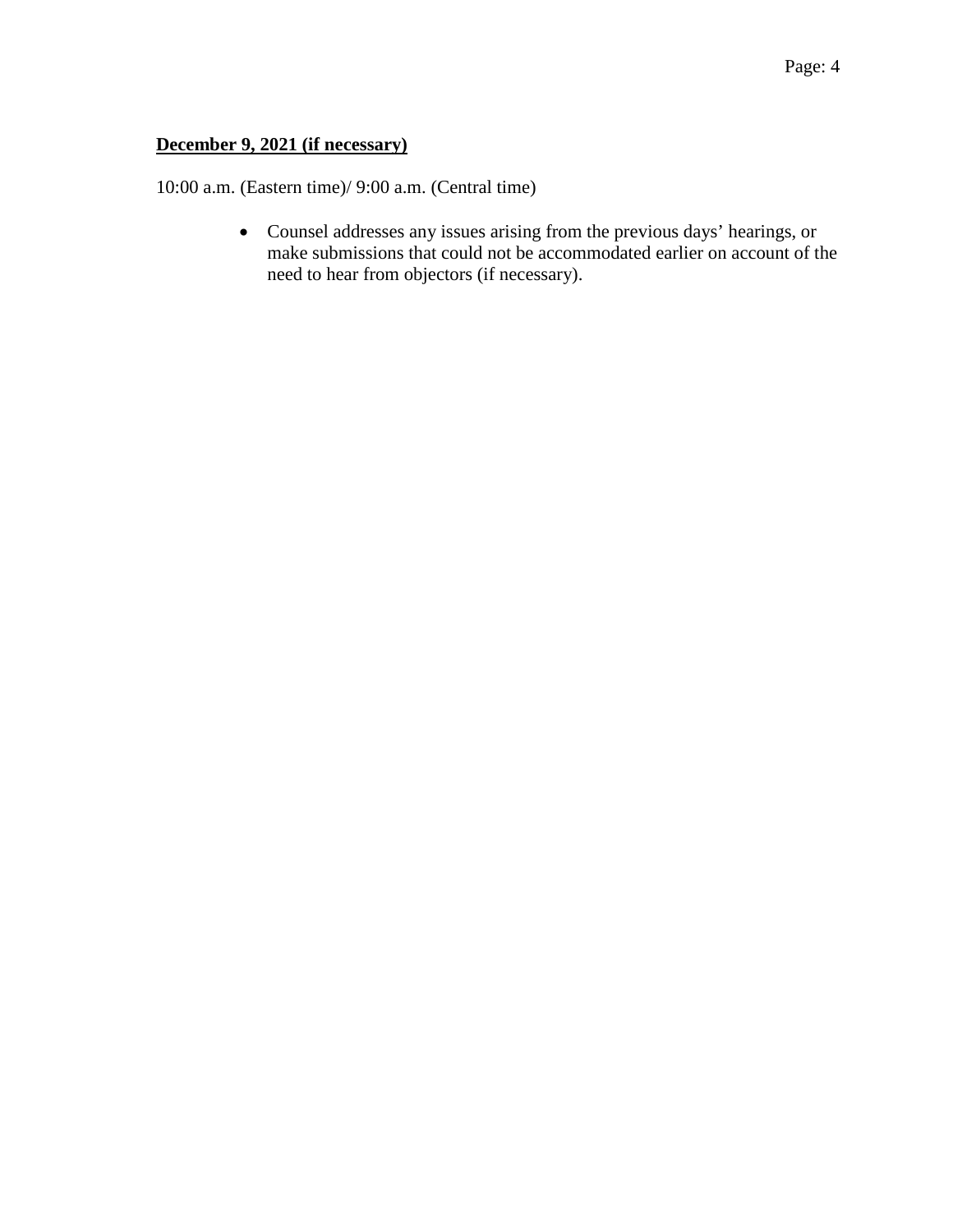**December 9, 2021 (if necessary)**

10:00 a.m. (Eastern time)/ 9:00 a.m. (Central time)

- Counsel addresses any issues arising from the previous days' hearings, or make submissions that could not be accommodated earlier on account of the need to hear from objectors (if necessary).